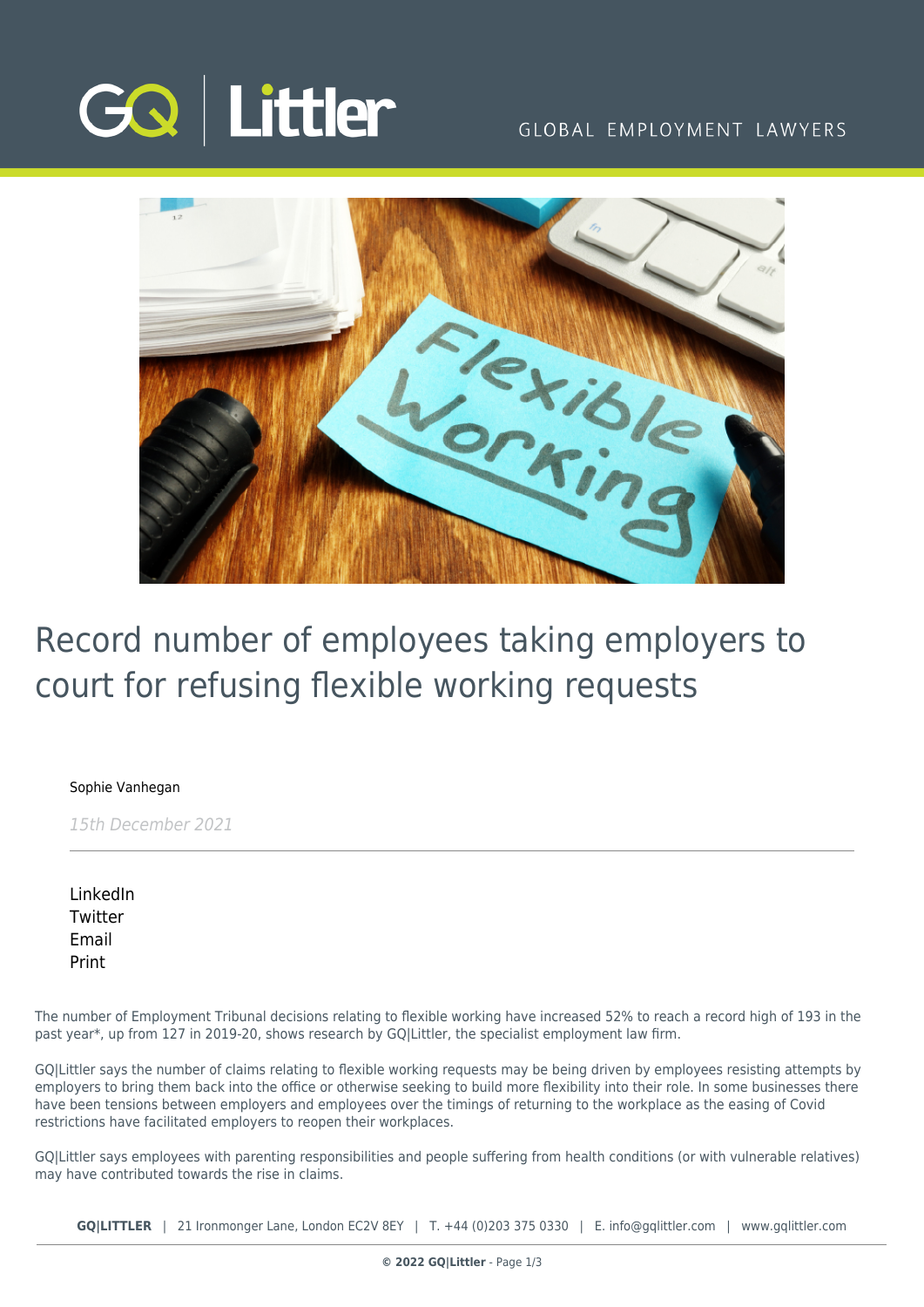# Record number of employees taking employers to court for refusing flexible working requests

Sophie Vanhegan

*15th December 2021*

LinkedIn
Twitter
Email
Print

The number of Employment Tribunal decisions relating to flexible working have increased 52% to reach a record high of 193 in the past year*, up from 127 in 2019-20, shows research by GQ|Littler, the specialist employment law firm.

GQ|Littler says the number of claims relating to flexible working requests may be being driven by employees resisting attempts by employers to bring them back into the office or otherwise seeking to build more flexibility into their role. In some businesses there have been tensions between employers and employees over the timings of returning to the workplace as the easing of Covid restrictions have facilitated employers to reopen their workplaces.

GQ|Littler says employees with parenting responsibilities and people suffering from health conditions (or with vulnerable relatives) may have contributed towards the rise in claims.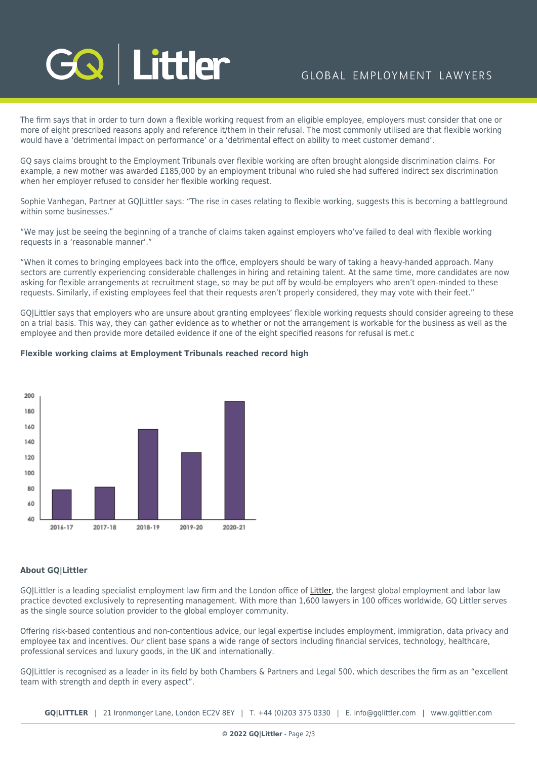The firm says that in order to turn down a flexible working request from an eligible employee, employers must consider that one or more of eight prescribed reasons apply and reference it/them in their refusal. The most commonly utilised are that flexible working would have a 'detrimental impact on performance' or a 'detrimental effect on ability to meet customer demand'.

GQ says claims brought to the Employment Tribunals over flexible working are often brought alongside discrimination claims. For example, a new mother was awarded £185,000 by an employment tribunal who ruled she had suffered indirect sex discrimination when her employer refused to consider her flexible working request.

Sophie Vanhegan, Partner at GQ|Littler says: "The rise in cases relating to flexible working, suggests this is becoming a battleground within some businesses."

"We may just be seeing the beginning of a tranche of claims taken against employers who've failed to deal with flexible working requests in a 'reasonable manner'."

"When it comes to bringing employees back into the office, employers should be wary of taking a heavy-handed approach. Many sectors are currently experiencing considerable challenges in hiring and retaining talent. At the same time, more candidates are now asking for flexible arrangements at recruitment stage, so may be put off by would-be employers who aren't open-minded to these requests. Similarly, if existing employees feel that their requests aren't properly considered, they may vote with their feet."

GQ|Littler says that employers who are unsure about granting employees' flexible working requests should consider agreeing to these on a trial basis. This way, they can gather evidence as to whether or not the arrangement is workable for the business as well as the employee and then provide more detailed evidence if one of the eight specified reasons for refusal is met.c

**Flexible working claims at Employment Tribunals reached record high**

### About GQ|Littler

GQ|Littler is a leading specialist employment law firm and the London office of Littler, the largest global employment and labor law practice devoted exclusively to representing management. With more than 1,600 lawyers in 100 offices worldwide, GQ Littler serves as the single source solution provider to the global employer community.

Offering risk-based contentious and non-contentious advice, our legal expertise includes employment, immigration, data privacy and employee tax and incentives. Our client base spans a wide range of sectors including financial services, technology, healthcare, professional services and luxury goods, in the UK and internationally.

GQ|Littler is recognised as a leader in its field by both Chambers & Partners and Legal 500, which describes the firm as an "excellent team with strength and depth in every aspect".

**GQ|LITTLER** | 21 Ironmonger Lane, London EC2V 8EY | T. +44 (0)203 375 0330 | E. info@gqlittler.com | www.gqlittler.com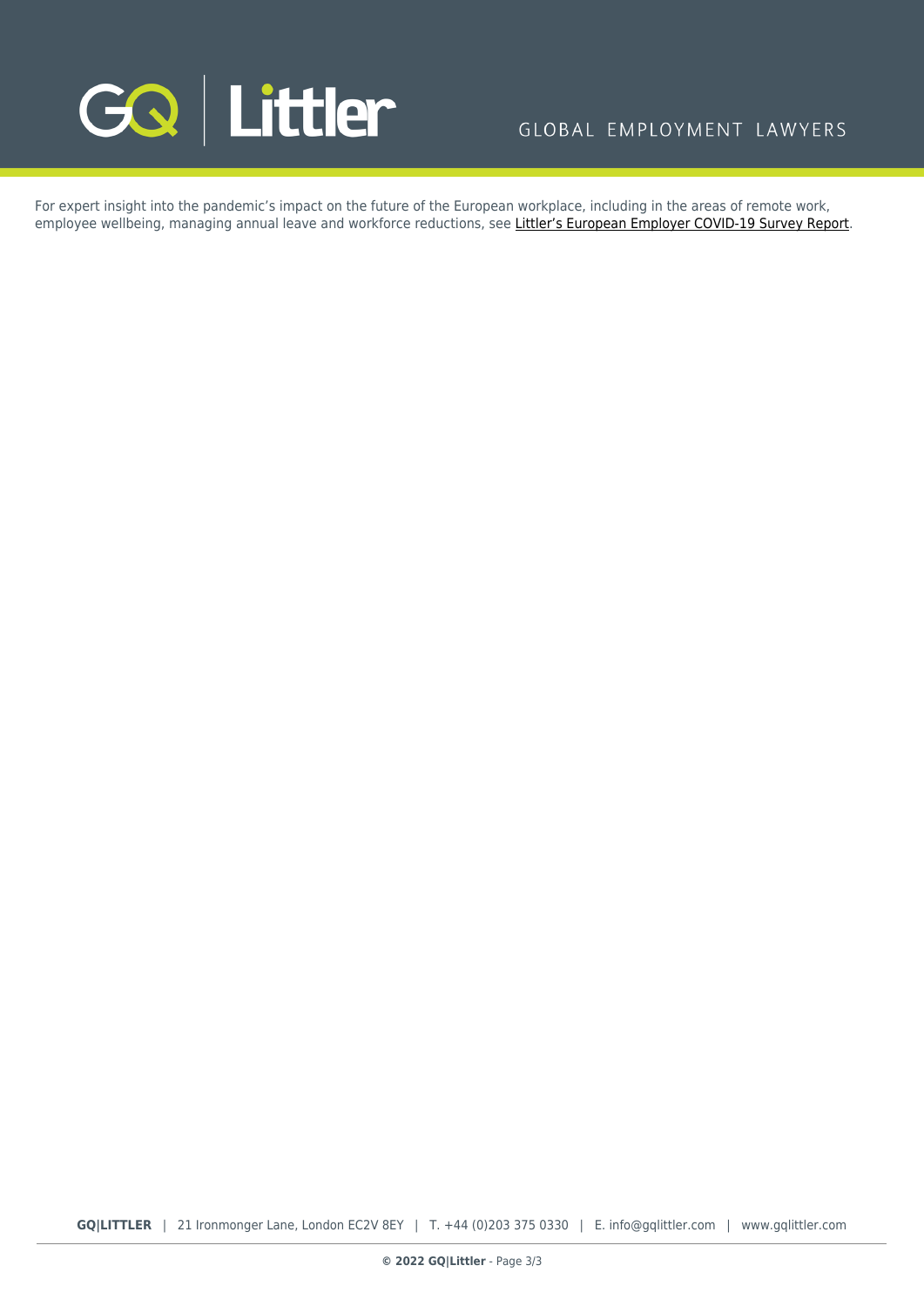For expert insight into the pandemic's impact on the future of the European workplace, including in the areas of remote work, employee wellbeing, managing annual leave and workforce reductions, see Littler's European Employer COVID-19 Survey Report.